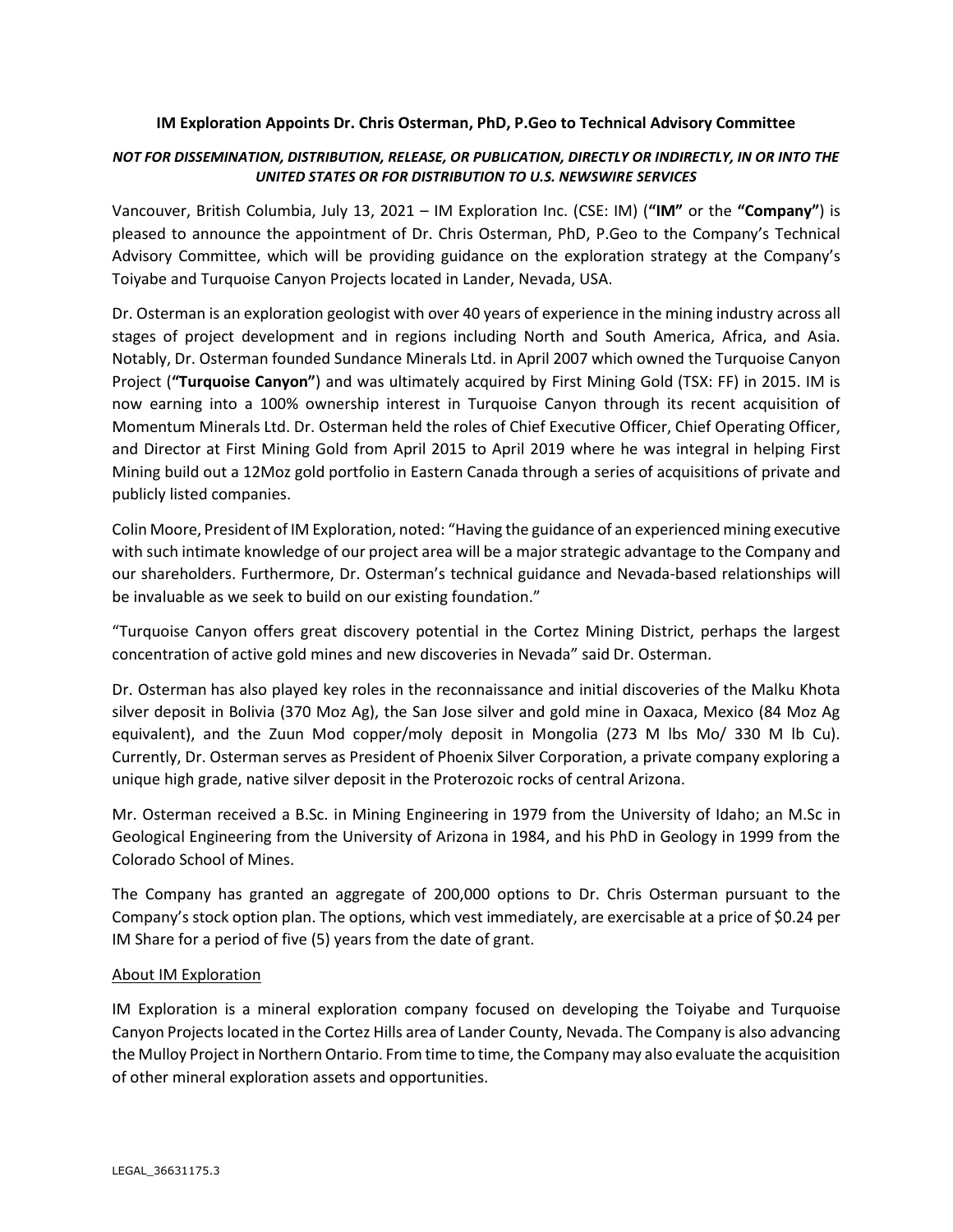**IM Exploration Appoints Dr. Chris Osterman, PhD, P.Geo to Technical Advisory Committee**

***NOT FOR DISSEMINATION, DISTRIBUTION, RELEASE, OR PUBLICATION, DIRECTLY OR INDIRECTLY, IN OR INTO THE UNITED STATES OR FOR DISTRIBUTION TO U.S. NEWSWIRE SERVICES***

Vancouver, British Columbia, July 13, 2021 – IM Exploration Inc. (CSE: IM) (**"IM"** or the **"Company"**) is pleased to announce the appointment of Dr. Chris Osterman, PhD, P.Geo to the Company's Technical Advisory Committee, which will be providing guidance on the exploration strategy at the Company's Toiyabe and Turquoise Canyon Projects located in Lander, Nevada, USA.

Dr. Osterman is an exploration geologist with over 40 years of experience in the mining industry across all stages of project development and in regions including North and South America, Africa, and Asia. Notably, Dr. Osterman founded Sundance Minerals Ltd. in April 2007 which owned the Turquoise Canyon Project (**"Turquoise Canyon"**) and was ultimately acquired by First Mining Gold (TSX: FF) in 2015. IM is now earning into a 100% ownership interest in Turquoise Canyon through its recent acquisition of Momentum Minerals Ltd. Dr. Osterman held the roles of Chief Executive Officer, Chief Operating Officer, and Director at First Mining Gold from April 2015 to April 2019 where he was integral in helping First Mining build out a 12Moz gold portfolio in Eastern Canada through a series of acquisitions of private and publicly listed companies.

Colin Moore, President of IM Exploration, noted: "Having the guidance of an experienced mining executive with such intimate knowledge of our project area will be a major strategic advantage to the Company and our shareholders. Furthermore, Dr. Osterman's technical guidance and Nevada-based relationships will be invaluable as we seek to build on our existing foundation."

"Turquoise Canyon offers great discovery potential in the Cortez Mining District, perhaps the largest concentration of active gold mines and new discoveries in Nevada" said Dr. Osterman.

Dr. Osterman has also played key roles in the reconnaissance and initial discoveries of the Malku Khota silver deposit in Bolivia (370 Moz Ag), the San Jose silver and gold mine in Oaxaca, Mexico (84 Moz Ag equivalent), and the Zuun Mod copper/moly deposit in Mongolia (273 M lbs Mo/ 330 M lb Cu). Currently, Dr. Osterman serves as President of Phoenix Silver Corporation, a private company exploring a unique high grade, native silver deposit in the Proterozoic rocks of central Arizona.

Mr. Osterman received a B.Sc. in Mining Engineering in 1979 from the University of Idaho; an M.Sc in Geological Engineering from the University of Arizona in 1984, and his PhD in Geology in 1999 from the Colorado School of Mines.

The Company has granted an aggregate of 200,000 options to Dr. Chris Osterman pursuant to the Company's stock option plan. The options, which vest immediately, are exercisable at a price of $0.24 per IM Share for a period of five (5) years from the date of grant.

## About IM Exploration

IM Exploration is a mineral exploration company focused on developing the Toiyabe and Turquoise Canyon Projects located in the Cortez Hills area of Lander County, Nevada. The Company is also advancing the Mulloy Project in Northern Ontario. From time to time, the Company may also evaluate the acquisition of other mineral exploration assets and opportunities.

LEGAL_36631175.3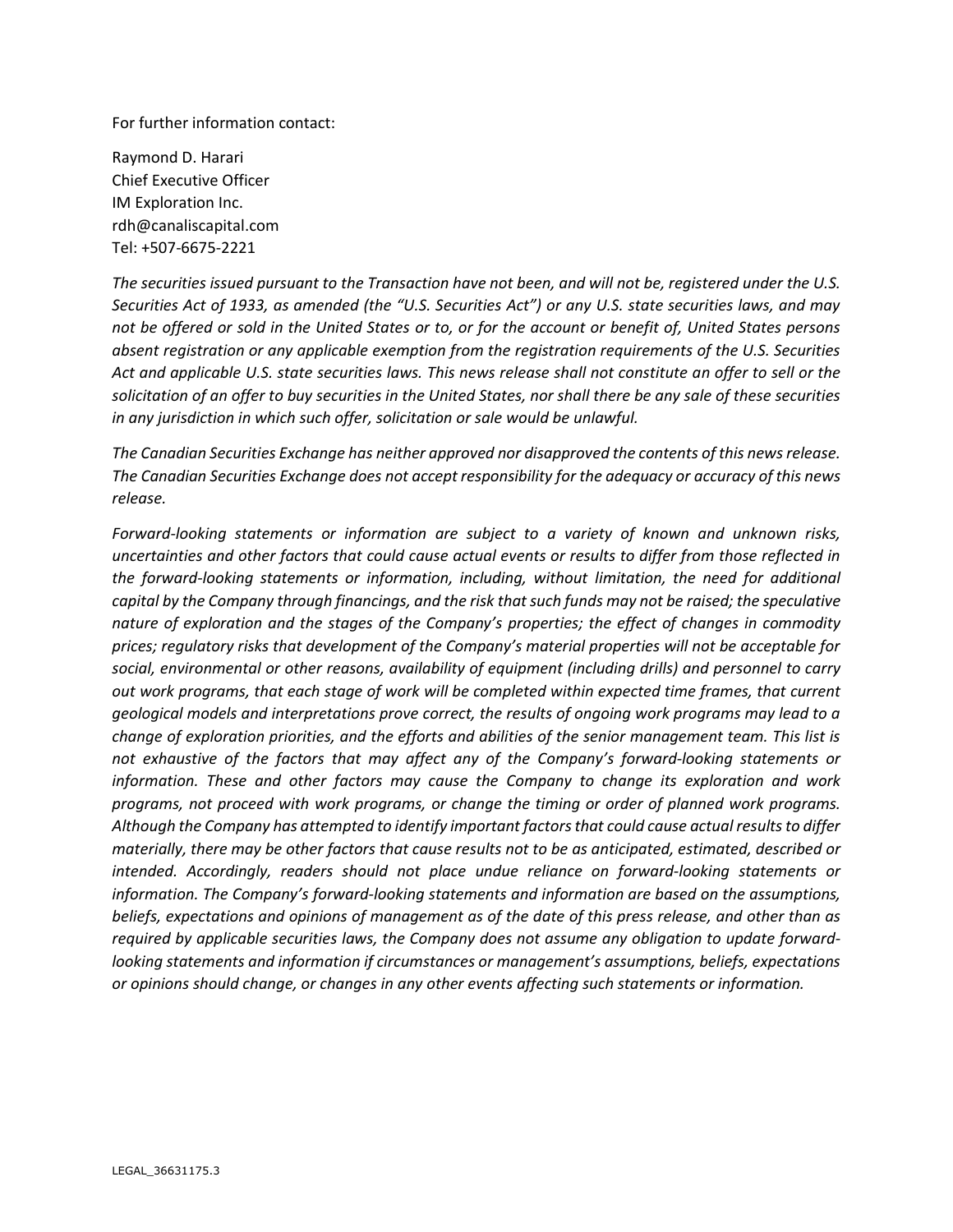For further information contact:

Raymond D. Harari
Chief Executive Officer
IM Exploration Inc.
rdh@canaliscapital.com
Tel: +507-6675-2221

*The securities issued pursuant to the Transaction have not been, and will not be, registered under the U.S. Securities Act of 1933, as amended (the "U.S. Securities Act") or any U.S. state securities laws, and may not be offered or sold in the United States or to, or for the account or benefit of, United States persons absent registration or any applicable exemption from the registration requirements of the U.S. Securities Act and applicable U.S. state securities laws. This news release shall not constitute an offer to sell or the solicitation of an offer to buy securities in the United States, nor shall there be any sale of these securities in any jurisdiction in which such offer, solicitation or sale would be unlawful.*

*The Canadian Securities Exchange has neither approved nor disapproved the contents of this news release. The Canadian Securities Exchange does not accept responsibility for the adequacy or accuracy of this news release.*

*Forward-looking statements or information are subject to a variety of known and unknown risks, uncertainties and other factors that could cause actual events or results to differ from those reflected in the forward-looking statements or information, including, without limitation, the need for additional capital by the Company through financings, and the risk that such funds may not be raised; the speculative nature of exploration and the stages of the Company's properties; the effect of changes in commodity prices; regulatory risks that development of the Company's material properties will not be acceptable for social, environmental or other reasons, availability of equipment (including drills) and personnel to carry out work programs, that each stage of work will be completed within expected time frames, that current geological models and interpretations prove correct, the results of ongoing work programs may lead to a change of exploration priorities, and the efforts and abilities of the senior management team. This list is not exhaustive of the factors that may affect any of the Company's forward-looking statements or information. These and other factors may cause the Company to change its exploration and work programs, not proceed with work programs, or change the timing or order of planned work programs. Although the Company has attempted to identify important factors that could cause actual results to differ materially, there may be other factors that cause results not to be as anticipated, estimated, described or intended. Accordingly, readers should not place undue reliance on forward-looking statements or information. The Company's forward-looking statements and information are based on the assumptions, beliefs, expectations and opinions of management as of the date of this press release, and other than as required by applicable securities laws, the Company does not assume any obligation to update forward-looking statements and information if circumstances or management's assumptions, beliefs, expectations or opinions should change, or changes in any other events affecting such statements or information.*

LEGAL_36631175.3